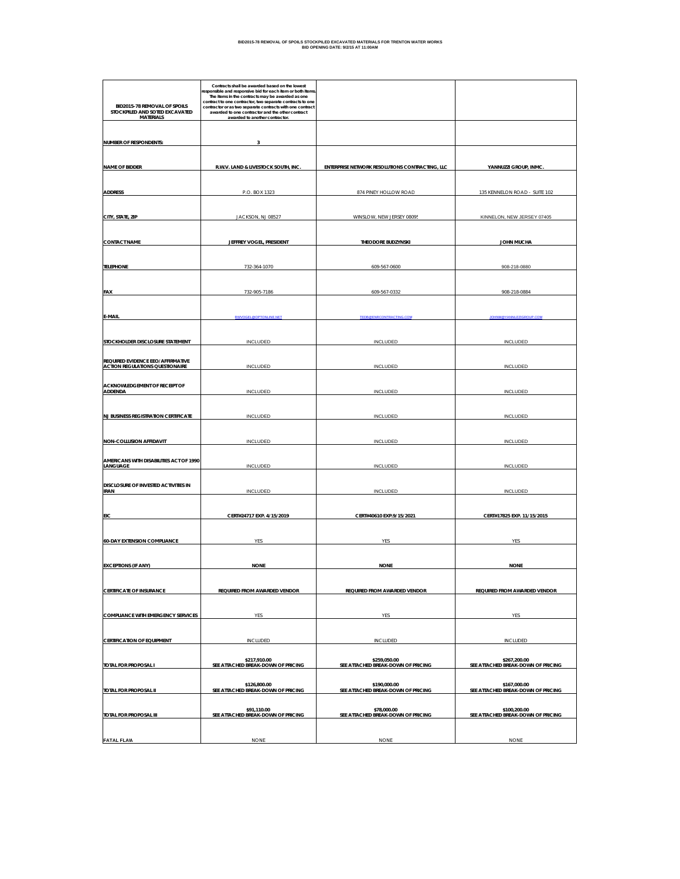# BID2015-78 REMOVAL OF SPOILS STOCKPILED EXCAVATED MATERIALS FOR TRENTON WATER WORKS

**BID OPENING DATE: 9/2/15 AT 11:00AM**

| BID2015-78 REMOVAL OF SPOILS STOCKPILED AND SOTED EXCAVATED MATERIALS | Contracts shall be awarded based on the lowest responsible and responsive bid for each item or both items. The items in the contracts may be awarded as one contract to one contractor, two separate contracts to one contractor or as two separate contracts with one contract awarded to one contractor and the other contract awarded to another contractor. | | |
|---|---|---|---|
| NUMBER OF RESPONDENTS: | 3 | | |
| NAME OF BIDDER | R.W.V. LAND & LIVESTOCK SOUTH, INC. | ENTERPRISE NETWORK RESOLUTIONS CONTRACTING, LLC | YANNUZZI GROUP, INMC. |
| ADDRESS | P.O. BOX 1323 | 874 PINEY HOLLOW ROAD | 135 KENNELON ROAD - SUITE 102 |
| CITY, STATE, ZIP | JACKSON, NJ 08527 | WINSLOW, NEW JERSEY 08095 | KINNELON, NEW JERSEY 07405 |
| CONTACT NAME | JEFFREY VOGEL, PRESIDENT | THEODORE BUDZYNSKI | JOHN MUCHA |
| TELEPHONE | 732-364-1070 | 609-567-0600 | 908-218-0880 |
| FAX | 732-905-7186 | 609-567-0332 | 908-218-0884 |
| E-MAIL | RWVOGEL@OPTONLINE.NET | TEDB@ENRCONTRACTING.COM | JOHNM@YANNUZZIGROUP.COM |
| STOCKHOLDER DISCLOSURE STATEMENT | INCLUDED | INCLUDED | INCLUDED |
| REQUIRED EVIDENCE EEO/AFFIRMATIVE ACTION REGULATIONS QUESTIONAIRE | INCLUDED | INCLUDED | INCLUDED |
| ACKNOWLEDGEMENT OF RECEIPT OF ADDENDA | INCLUDED | INCLUDED | INCLUDED |
| NJ BUSINESS REGISTRATION CERTIFICATE | INCLUDED | INCLUDED | INCLUDED |
| NON-COLLUSION AFFIDAVIT | INCLUDED | INCLUDED | INCLUDED |
| AMERICANS WITH DISABILITIES ACT OF 1990 LANGUAGE | INCLUDED | INCLUDED | INCLUDED |
| DISCLOSURE OF INVESTED ACTIVITIES IN IRAN | INCLUDED | INCLUDED | INCLUDED |
| EIC | CERT#24717 EXP. 4/15/2019 | CERT#40610 EXP.9/15/2021 | CERT#17825 EXP. 11/15/2015 |
| 60-DAY EXTENSION COMPLIANCE | YES | YES | YES |
| EXCEPTIONS (IF ANY) | NONE | NONE | NONE |
| CERTIFICATE OF INSURANCE | REQUIRED FROM AWARDED VENDOR | REQUIRED FROM AWARDED VENDOR | REQUIRED FROM AWARDED VENDOR |
| COMPLIANCE WITH EMERGENCY SERVICES | YES | YES | YES |
| CERTIFICATION OF EQUIPMENT | INCLUDED | INCLUDED | INCLUDED |
| TOTAL FOR PROPOSAL I | $217,910.00 SEE ATTACHED BREAK-DOWN OF PRICING | $259,050.00 SEE ATTACHED BREAK-DOWN OF PRICING | $267,200.00 SEE ATTACHED BREAK-DOWN OF PRICING |
| TOTAL FOR PROPOSAL II | $126,800.00 SEE ATTACHED BREAK-DOWN OF PRICING | $190,000.00 SEE ATTACHED BREAK-DOWN OF PRICING | $167,000.00 SEE ATTACHED BREAK-DOWN OF PRICING |
| TOTAL FOR PROPOSAL III | $91,110.00 SEE ATTACHED BREAK-DOWN OF PRICING | $78,000.00 SEE ATTACHED BREAK-DOWN OF PRICING | $100,200.00 SEE ATTACHED BREAK-DOWN OF PRICING |
| FATAL FLAW | NONE | NONE | NONE |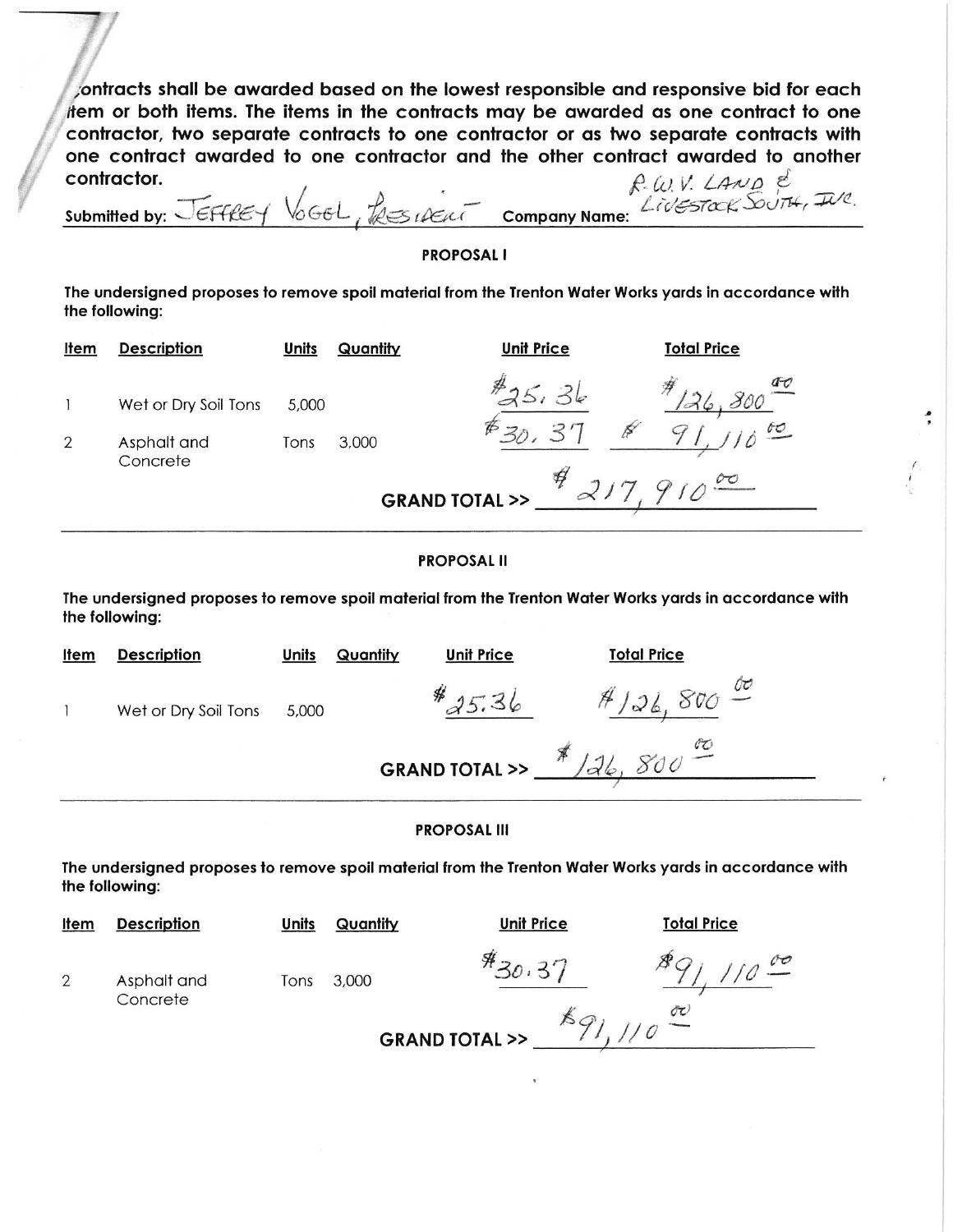Contracts shall be awarded based on the lowest responsible and responsive bid for each item or both items. The items in the contracts may be awarded as one contract to one contractor, two separate contracts to one contractor or as two separate contracts with one contract awarded to one contractor and the other contract awarded to another contractor.

Submitted by: JEFFREY VOGEL, PRESIDENT Company Name: R.W.V. LAND & LIVESTOCK SOUTH, INC.

## PROPOSAL I

**The undersigned proposes to remove spoil material from the Trenton Water Works yards in accordance with the following:**

| Item | Description | Units | Quantity | Unit Price | Total Price |
|---|---|---|---|---|---|
| 1 | Wet or Dry Soil Tons | 5,000 | | $25.36 | $126,800.00 |
| 2 | Asphalt and Concrete | Tons | 3,000 | $30.37 | $91,110.00 |

**GRAND TOTAL >>** $217,910.00

## PROPOSAL II

**The undersigned proposes to remove spoil material from the Trenton Water Works yards in accordance with the following:**

| Item | Description | Units | Quantity | Unit Price | Total Price |
|---|---|---|---|---|---|
| 1 | Wet or Dry Soil Tons | 5,000 | | $25.36 | $126,800.00 |

**GRAND TOTAL >>** $126,800.00

## PROPOSAL III

**The undersigned proposes to remove spoil material from the Trenton Water Works yards in accordance with the following:**

| Item | Description | Units | Quantity | Unit Price | Total Price |
|---|---|---|---|---|---|
| 2 | Asphalt and Concrete | Tons | 3,000 | $30.37 | $91,110.00 |

**GRAND TOTAL >>** $91,110.00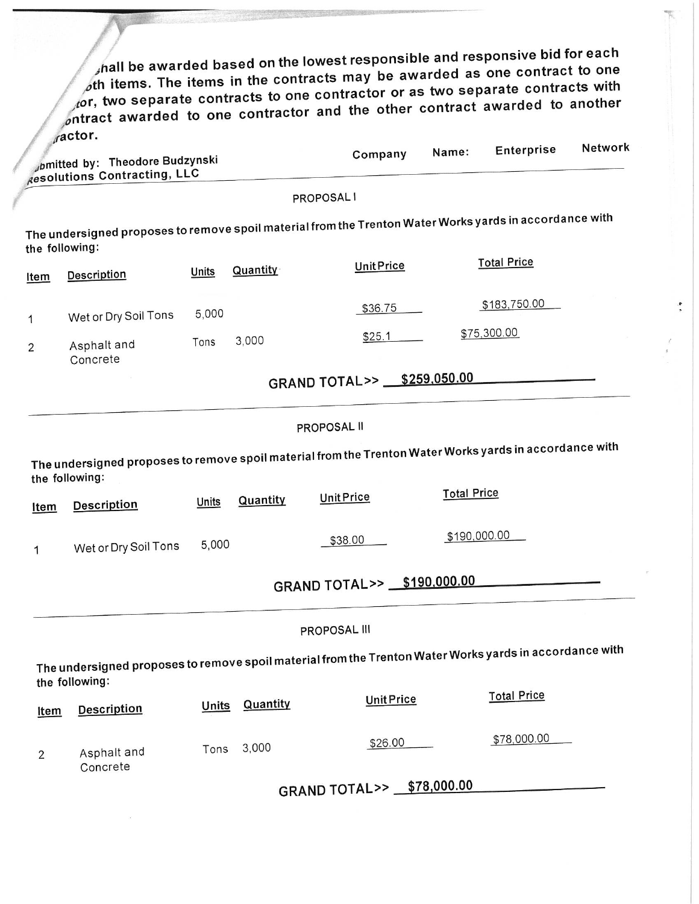shall be awarded based on the lowest responsible and responsive bid for each oth items. The items in the contracts may be awarded as one contract to one tor, two separate contracts to one contractor or as two separate contracts with ontract awarded to one contractor and the other contract awarded to another ractor.

Submitted by: Theodore Budzynski
Resolutions Contracting, LLC

Company Name: Enterprise Network

PROPOSAL I

The undersigned proposes to remove spoil material from the Trenton Water Works yards in accordance with the following:

| Item | Description | Units | Quantity | Unit Price | Total Price |
|---|---|---|---|---|---|
| 1 | Wet or Dry Soil Tons | 5,000 | | $36.75 | $183,750.00 |
| 2 | Asphalt and Concrete | Tons | 3,000 | $25.1 | $75,300.00 |

GRAND TOTAL>> $259,050.00

PROPOSAL II

The undersigned proposes to remove spoil material from the Trenton Water Works yards in accordance with the following:

| Item | Description | Units | Quantity | Unit Price | Total Price |
|---|---|---|---|---|---|
| 1 | Wet or Dry Soil Tons | 5,000 | | $38.00 | $190,000.00 |

GRAND TOTAL>> $190,000.00

PROPOSAL III

The undersigned proposes to remove spoil material from the Trenton Water Works yards in accordance with the following:

| Item | Description | Units | Quantity | Unit Price | Total Price |
|---|---|---|---|---|---|
| 2 | Asphalt and Concrete | Tons | 3,000 | $26.00 | $78,000.00 |

GRAND TOTAL>> $78,000.00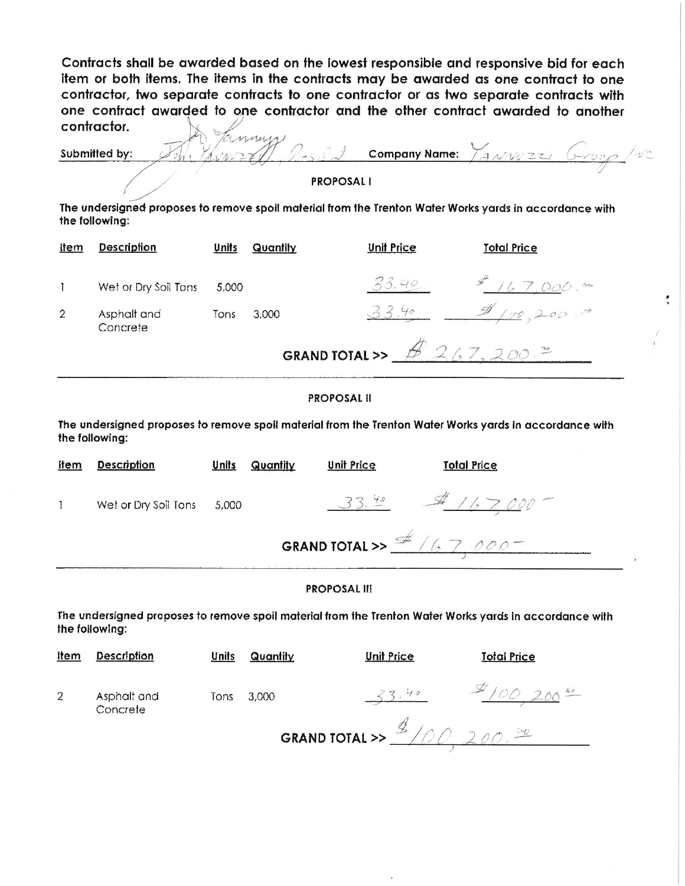**Contracts shall be awarded based on the lowest responsible and responsive bid for each item or both items. The items in the contracts may be awarded as one contract to one contractor, two separate contracts to one contractor or as two separate contracts with one contract awarded to one contractor and the other contract awarded to another contractor.**

Submitted by: John Yannuzzi, Pres. Company Name: Yannuzzi Group Inc

**PROPOSAL I**

**The undersigned proposes to remove spoil material from the Trenton Water Works yards in accordance with the following:**

| Item | Description | Units | Quantity | Unit Price | Total Price |
|---|---|---|---|---|---|
| 1 | Wet or Dry Soil Tons | 5,000 | | 33.40 | $167,000.00 |
| 2 | Asphalt and Concrete | Tons | 3,000 | 33.40 | $100,200.00 |
| | | | | **GRAND TOTAL >>** | $267,200.00 |

**PROPOSAL II**

**The undersigned proposes to remove spoil material from the Trenton Water Works yards in accordance with the following:**

| Item | Description | Units | Quantity | Unit Price | Total Price |
|---|---|---|---|---|---|
| 1 | Wet or Dry Soil Tons | 5,000 | | 33.40 | $167,000 — |
| | | | | **GRAND TOTAL >>** | $167,000 — |

**PROPOSAL III**

**The undersigned proposes to remove spoil material from the Trenton Water Works yards in accordance with the following:**

| Item | Description | Units | Quantity | Unit Price | Total Price |
|---|---|---|---|---|---|
| 2 | Asphalt and Concrete | Tons | 3,000 | 33.40 | $100,200.00 |
| | | | | **GRAND TOTAL >>** | $100,200.00 |